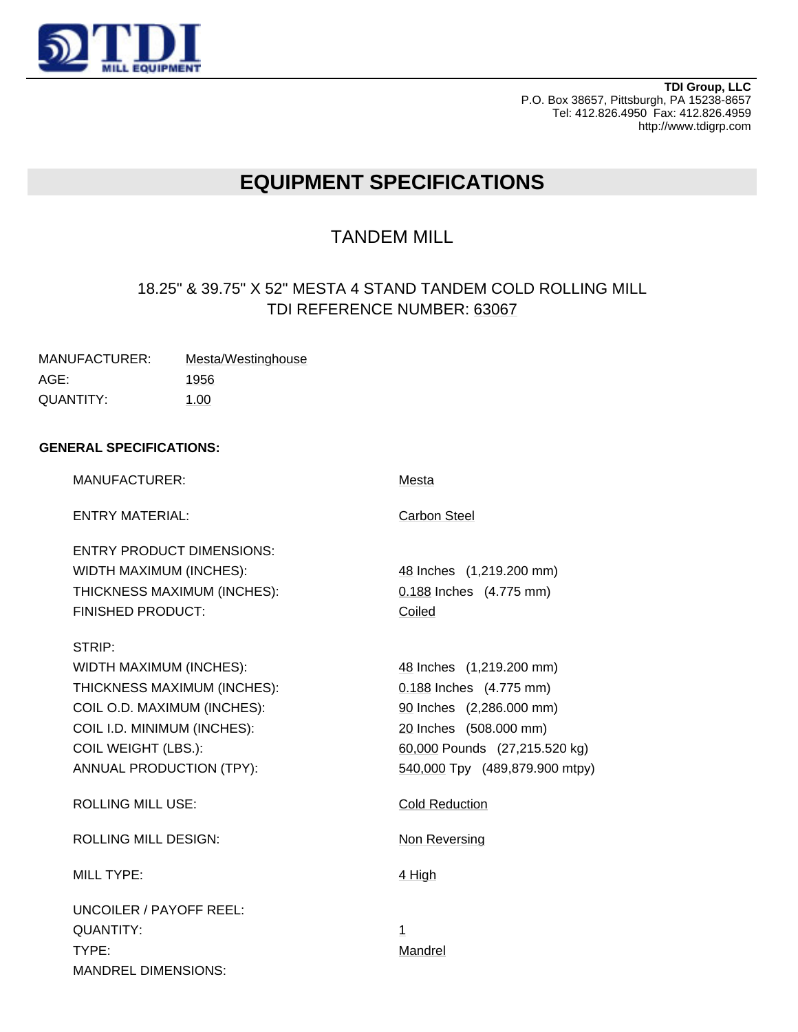TDI MILL EQUIPMENT

**TDI Group, LLC**
P.O. Box 38657, Pittsburgh, PA 15238-8657
Tel: 412.826.4950 Fax: 412.826.4959
http://www.tdigrp.com

# EQUIPMENT SPECIFICATIONS

## TANDEM MILL

### 18.25" & 39.75" X 52" MESTA 4 STAND TANDEM COLD ROLLING MILL
### TDI REFERENCE NUMBER: 63067

| | |
|---|---|
| MANUFACTURER: | Mesta/Westinghouse |
| AGE: | 1956 |
| QUANTITY: | 1.00 |

**GENERAL SPECIFICATIONS:**

| | |
|---|---|
| MANUFACTURER: | Mesta |
| ENTRY MATERIAL: | Carbon Steel |
| ENTRY PRODUCT DIMENSIONS: | |
| WIDTH MAXIMUM (INCHES): | 48 Inches (1,219.200 mm) |
| THICKNESS MAXIMUM (INCHES): | 0.188 Inches (4.775 mm) |
| FINISHED PRODUCT: | Coiled |
| STRIP: | |
| WIDTH MAXIMUM (INCHES): | 48 Inches (1,219.200 mm) |
| THICKNESS MAXIMUM (INCHES): | 0.188 Inches (4.775 mm) |
| COIL O.D. MAXIMUM (INCHES): | 90 Inches (2,286.000 mm) |
| COIL I.D. MINIMUM (INCHES): | 20 Inches (508.000 mm) |
| COIL WEIGHT (LBS.): | 60,000 Pounds (27,215.520 kg) |
| ANNUAL PRODUCTION (TPY): | 540,000 Tpy (489,879.900 mtpy) |
| ROLLING MILL USE: | Cold Reduction |
| ROLLING MILL DESIGN: | Non Reversing |
| MILL TYPE: | 4 High |
| UNCOILER / PAYOFF REEL: | |
| QUANTITY: | 1 |
| TYPE: | Mandrel |
| MANDREL DIMENSIONS: | |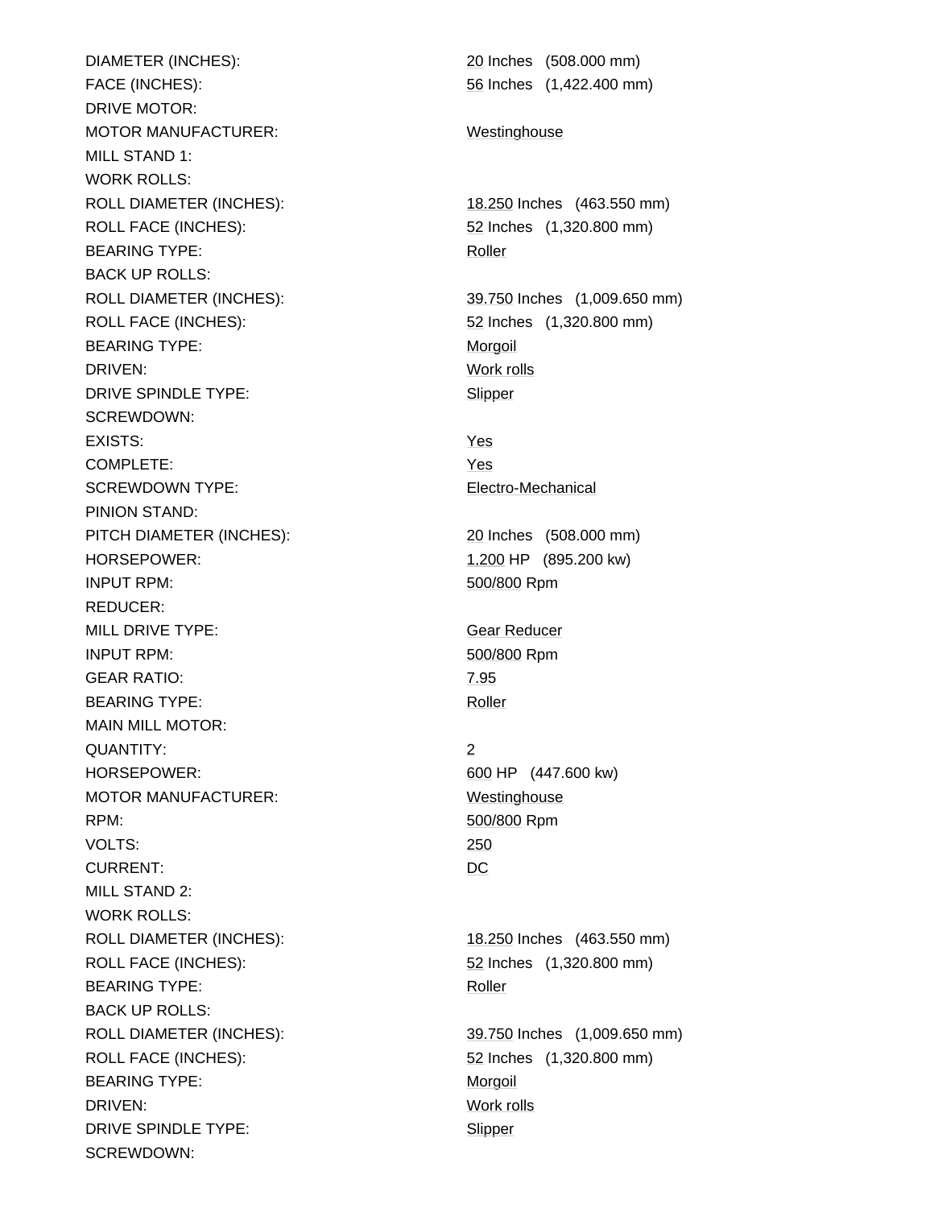| | |
|---|---|
| DIAMETER (INCHES): | 20 Inches (508.000 mm) |
| FACE (INCHES): | 56 Inches (1,422.400 mm) |
| DRIVE MOTOR: | |
| MOTOR MANUFACTURER: | Westinghouse |
| MILL STAND 1: | |
| WORK ROLLS: | |
| ROLL DIAMETER (INCHES): | 18.250 Inches (463.550 mm) |
| ROLL FACE (INCHES): | 52 Inches (1,320.800 mm) |
| BEARING TYPE: | Roller |
| BACK UP ROLLS: | |
| ROLL DIAMETER (INCHES): | 39.750 Inches (1,009.650 mm) |
| ROLL FACE (INCHES): | 52 Inches (1,320.800 mm) |
| BEARING TYPE: | Morgoil |
| DRIVEN: | Work rolls |
| DRIVE SPINDLE TYPE: | Slipper |
| SCREWDOWN: | |
| EXISTS: | Yes |
| COMPLETE: | Yes |
| SCREWDOWN TYPE: | Electro-Mechanical |
| PINION STAND: | |
| PITCH DIAMETER (INCHES): | 20 Inches (508.000 mm) |
| HORSEPOWER: | 1,200 HP (895.200 kw) |
| INPUT RPM: | 500/800 Rpm |
| REDUCER: | |
| MILL DRIVE TYPE: | Gear Reducer |
| INPUT RPM: | 500/800 Rpm |
| GEAR RATIO: | 7.95 |
| BEARING TYPE: | Roller |
| MAIN MILL MOTOR: | |
| QUANTITY: | 2 |
| HORSEPOWER: | 600 HP (447.600 kw) |
| MOTOR MANUFACTURER: | Westinghouse |
| RPM: | 500/800 Rpm |
| VOLTS: | 250 |
| CURRENT: | DC |
| MILL STAND 2: | |
| WORK ROLLS: | |
| ROLL DIAMETER (INCHES): | 18.250 Inches (463.550 mm) |
| ROLL FACE (INCHES): | 52 Inches (1,320.800 mm) |
| BEARING TYPE: | Roller |
| BACK UP ROLLS: | |
| ROLL DIAMETER (INCHES): | 39.750 Inches (1,009.650 mm) |
| ROLL FACE (INCHES): | 52 Inches (1,320.800 mm) |
| BEARING TYPE: | Morgoil |
| DRIVEN: | Work rolls |
| DRIVE SPINDLE TYPE: | Slipper |
| SCREWDOWN: | |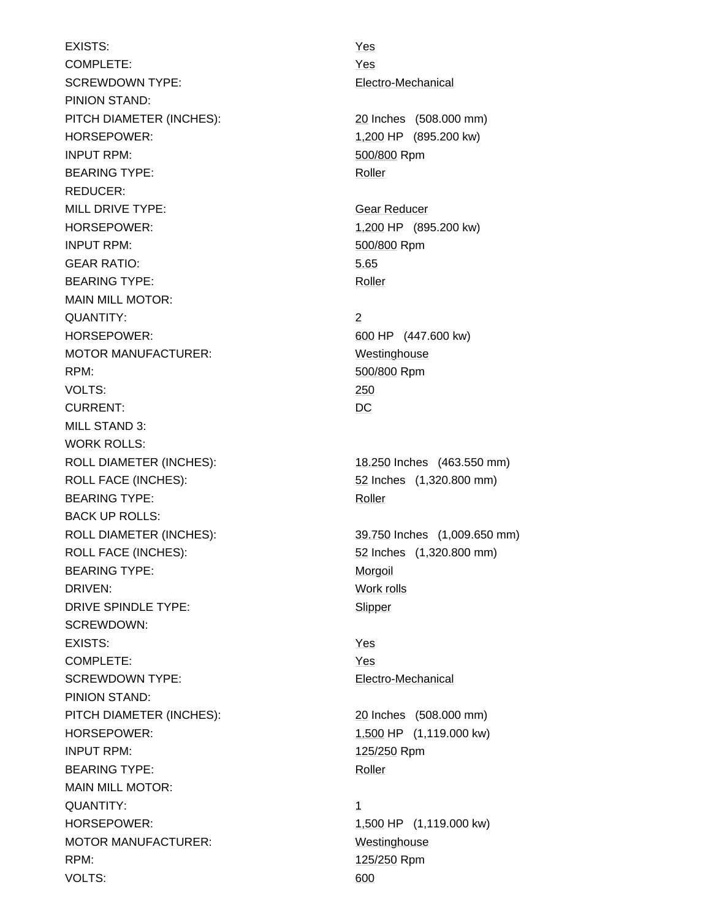| | |
|---|---|
| EXISTS: | Yes |
| COMPLETE: | Yes |
| SCREWDOWN TYPE: | Electro-Mechanical |
| PINION STAND: | |
| PITCH DIAMETER (INCHES): | 20 Inches (508.000 mm) |
| HORSEPOWER: | 1,200 HP (895.200 kw) |
| INPUT RPM: | 500/800 Rpm |
| BEARING TYPE: | Roller |
| REDUCER: | |
| MILL DRIVE TYPE: | Gear Reducer |
| HORSEPOWER: | 1,200 HP (895.200 kw) |
| INPUT RPM: | 500/800 Rpm |
| GEAR RATIO: | 5.65 |
| BEARING TYPE: | Roller |
| MAIN MILL MOTOR: | |
| QUANTITY: | 2 |
| HORSEPOWER: | 600 HP (447.600 kw) |
| MOTOR MANUFACTURER: | Westinghouse |
| RPM: | 500/800 Rpm |
| VOLTS: | 250 |
| CURRENT: | DC |
| MILL STAND 3: | |
| WORK ROLLS: | |
| ROLL DIAMETER (INCHES): | 18.250 Inches (463.550 mm) |
| ROLL FACE (INCHES): | 52 Inches (1,320.800 mm) |
| BEARING TYPE: | Roller |
| BACK UP ROLLS: | |
| ROLL DIAMETER (INCHES): | 39.750 Inches (1,009.650 mm) |
| ROLL FACE (INCHES): | 52 Inches (1,320.800 mm) |
| BEARING TYPE: | Morgoil |
| DRIVEN: | Work rolls |
| DRIVE SPINDLE TYPE: | Slipper |
| SCREWDOWN: | |
| EXISTS: | Yes |
| COMPLETE: | Yes |
| SCREWDOWN TYPE: | Electro-Mechanical |
| PINION STAND: | |
| PITCH DIAMETER (INCHES): | 20 Inches (508.000 mm) |
| HORSEPOWER: | 1,500 HP (1,119.000 kw) |
| INPUT RPM: | 125/250 Rpm |
| BEARING TYPE: | Roller |
| MAIN MILL MOTOR: | |
| QUANTITY: | 1 |
| HORSEPOWER: | 1,500 HP (1,119.000 kw) |
| MOTOR MANUFACTURER: | Westinghouse |
| RPM: | 125/250 Rpm |
| VOLTS: | 600 |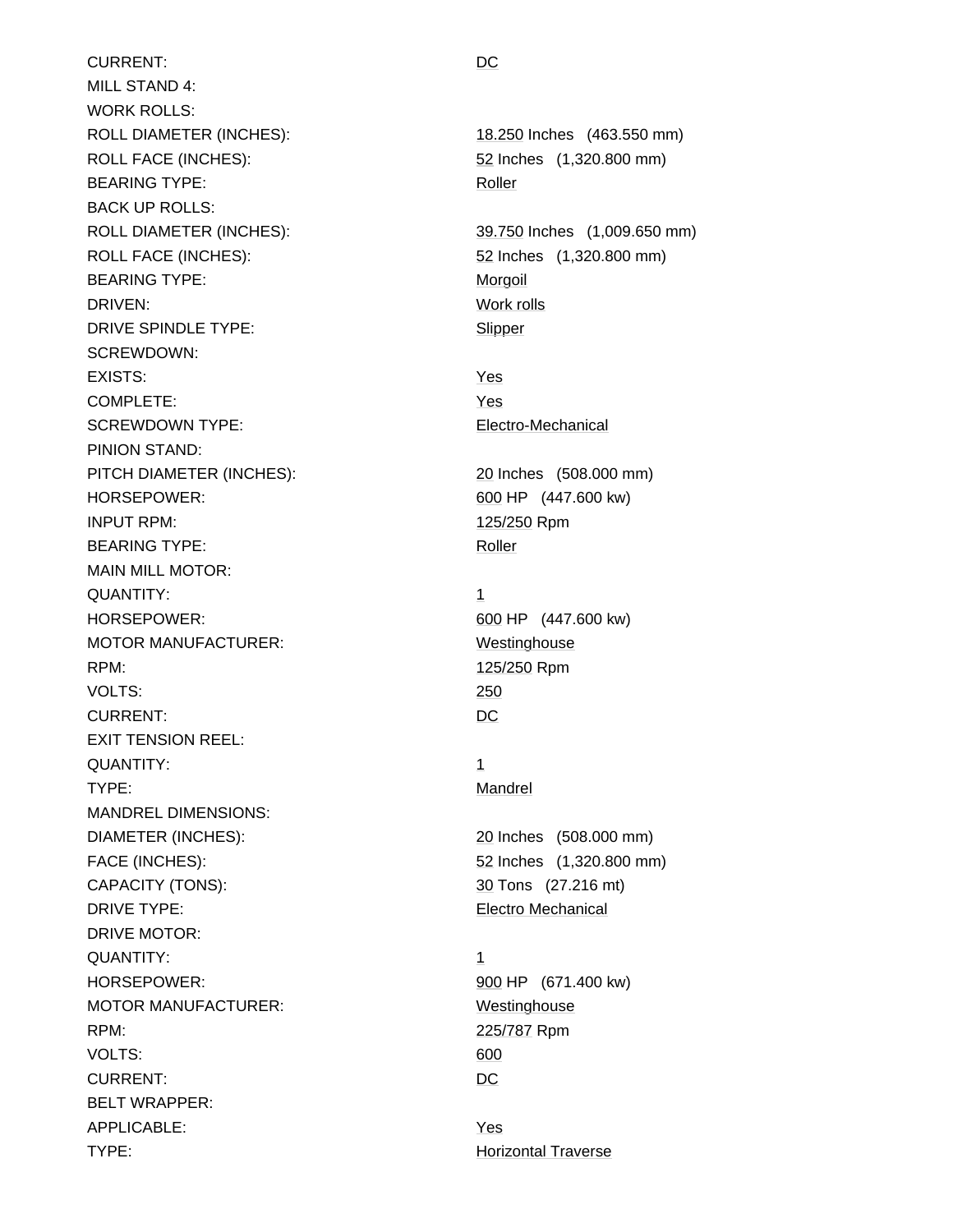CURRENT: DC

MILL STAND 4:

WORK ROLLS:

ROLL DIAMETER (INCHES): 18.250 Inches (463.550 mm)

ROLL FACE (INCHES): 52 Inches (1,320.800 mm)

BEARING TYPE: Roller

BACK UP ROLLS:

ROLL DIAMETER (INCHES): 39.750 Inches (1,009.650 mm)

ROLL FACE (INCHES): 52 Inches (1,320.800 mm)

BEARING TYPE: Morgoil

DRIVEN: Work rolls

DRIVE SPINDLE TYPE: Slipper

SCREWDOWN:

EXISTS: Yes

COMPLETE: Yes

SCREWDOWN TYPE: Electro-Mechanical

PINION STAND:

PITCH DIAMETER (INCHES): 20 Inches (508.000 mm)

HORSEPOWER: 600 HP (447.600 kw)

INPUT RPM: 125/250 Rpm

BEARING TYPE: Roller

MAIN MILL MOTOR:

QUANTITY: 1

HORSEPOWER: 600 HP (447.600 kw)

MOTOR MANUFACTURER: Westinghouse

RPM: 125/250 Rpm

VOLTS: 250

CURRENT: DC

EXIT TENSION REEL:

QUANTITY: 1

TYPE: Mandrel

MANDREL DIMENSIONS:

DIAMETER (INCHES): 20 Inches (508.000 mm)

FACE (INCHES): 52 Inches (1,320.800 mm)

CAPACITY (TONS): 30 Tons (27.216 mt)

DRIVE TYPE: Electro Mechanical

DRIVE MOTOR:

QUANTITY: 1

HORSEPOWER: 900 HP (671.400 kw)

MOTOR MANUFACTURER: Westinghouse

RPM: 225/787 Rpm

VOLTS: 600

CURRENT: DC

BELT WRAPPER:

APPLICABLE: Yes

TYPE: Horizontal Traverse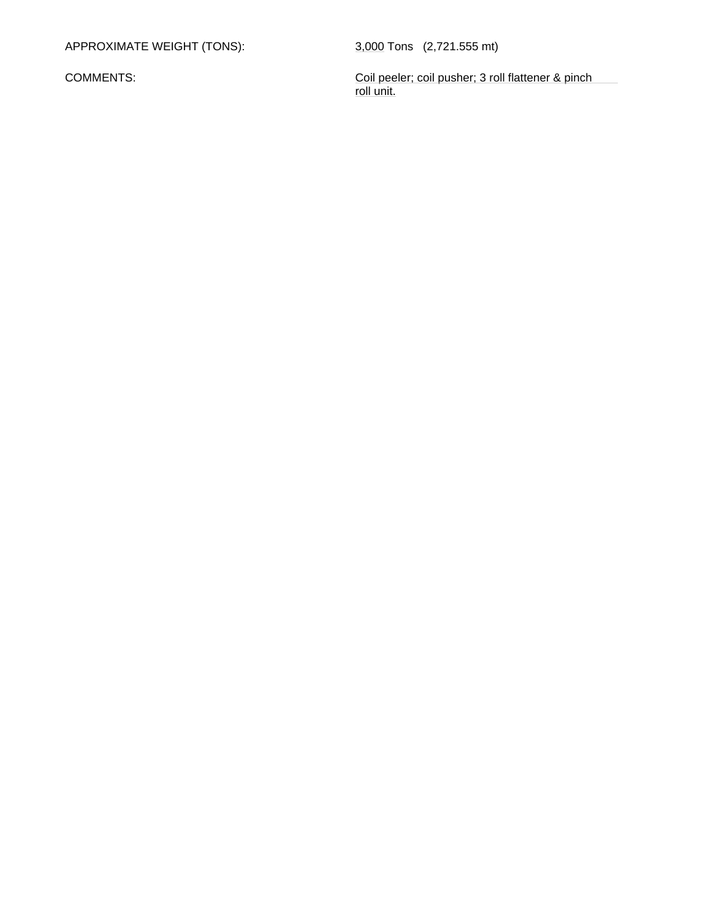APPROXIMATE WEIGHT (TONS): 3,000 Tons (2,721.555 mt)

COMMENTS: Coil peeler; coil pusher; 3 roll flattener & pinch roll unit.